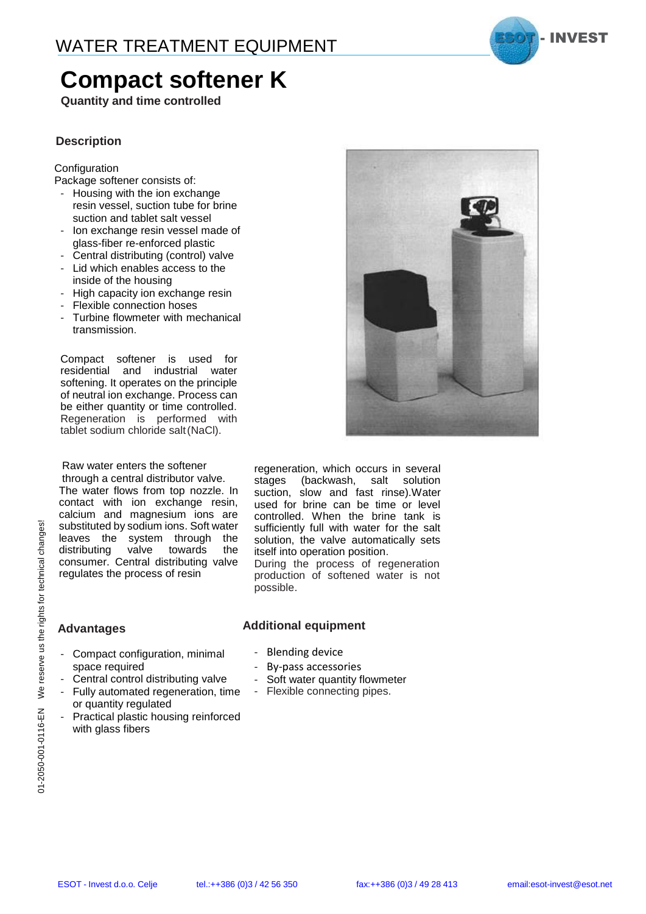WATER TREATMENT EQUIPMENT

# Compact softener K

**Quantity and time controlled**

## Description

Configuration

Package softener consists of:

- Housing with the ion exchange resin vessel, suction tube for brine suction and tablet salt vessel
- Ion exchange resin vessel made of glass-fiber re-enforced plastic
- Central distributing (control) valve
- Lid which enables access to the inside of the housing
- High capacity ion exchange resin
- Flexible connection hoses
- Turbine flowmeter with mechanical transmission.

Compact softener is used for residential and industrial water softening. It operates on the principle of neutral ion exchange. Process can be either quantity or time controlled. Regeneration is performed with tablet sodium chloride salt (NaCl).

Raw water enters the softener through a central distributor valve. The water flows from top nozzle. In contact with ion exchange resin, calcium and magnesium ions are substituted by sodium ions. Soft water leaves the system through the distributing valve towards the consumer. Central distributing valve regulates the process of resin regeneration, which occurs in several stages (backwash, salt solution suction, slow and fast rinse).Water used for brine can be time or level controlled. When the brine tank is sufficiently full with water for the salt solution, the valve automatically sets itself into operation position.

During the process of regeneration production of softened water is not possible.

## Advantages

- Compact configuration, minimal space required
- Central control distributing valve
- Fully automated regeneration, time or quantity regulated
- Practical plastic housing reinforced with glass fibers

## Additional equipment

- Blending device
- By-pass accessories
- Soft water quantity flowmeter
- Flexible connecting pipes.

01-2050-001-0116-EN We reserve us the rights for technical changes!

ESOT - Invest d.o.o. Celje tel.:++386 (0)3 / 42 56 350 fax:++386 (0)3 / 49 28 413 email:esot-invest@esot.net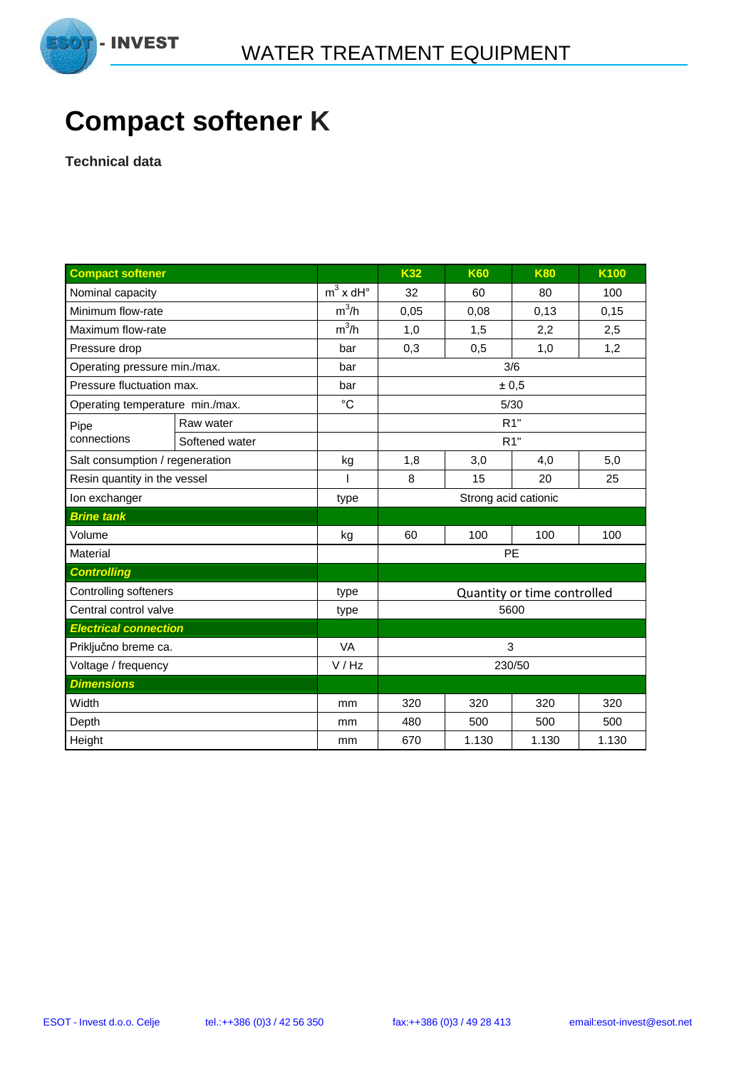# Compact softener K

**Technical data**

| Compact softener | | | K32 | K60 | K80 | K100 |
|---|---|---|---|---|---|---|
| Nominal capacity | | $m^3$ x dH° | 32 | 60 | 80 | 100 |
| Minimum flow-rate | | $m^3/h$ | 0,05 | 0,08 | 0,13 | 0,15 |
| Maximum flow-rate | | $m^3/h$ | 1,0 | 1,5 | 2,2 | 2,5 |
| Pressure drop | | bar | 0,3 | 0,5 | 1,0 | 1,2 |
| Operating pressure min./max. | | bar | 3/6 | | | |
| Pressure fluctuation max. | | bar | ± 0,5 | | | |
| Operating temperature min./max. | | °C | 5/30 | | | |
| Pipe connections | Raw water | | R1" | | | |
| | Softened water | | R1" | | | |
| Salt consumption / regeneration | | kg | 1,8 | 3,0 | 4,0 | 5,0 |
| Resin quantity in the vessel | | l | 8 | 15 | 20 | 25 |
| Ion exchanger | | type | Strong acid cationic | | | |
| ***Brine tank*** | | | | | | |
| Volume | | kg | 60 | 100 | 100 | 100 |
| Material | | | PE | | | |
| ***Controlling*** | | | | | | |
| Controlling softeners | | type | Quantity or time controlled | | | |
| Central control valve | | type | 5600 | | | |
| ***Electrical connection*** | | | | | | |
| Priključno breme ca. | | VA | 3 | | | |
| Voltage / frequency | | V / Hz | 230/50 | | | |
| ***Dimensions*** | | | | | | |
| Width | | mm | 320 | 320 | 320 | 320 |
| Depth | | mm | 480 | 500 | 500 | 500 |
| Height | | mm | 670 | 1.130 | 1.130 | 1.130 |